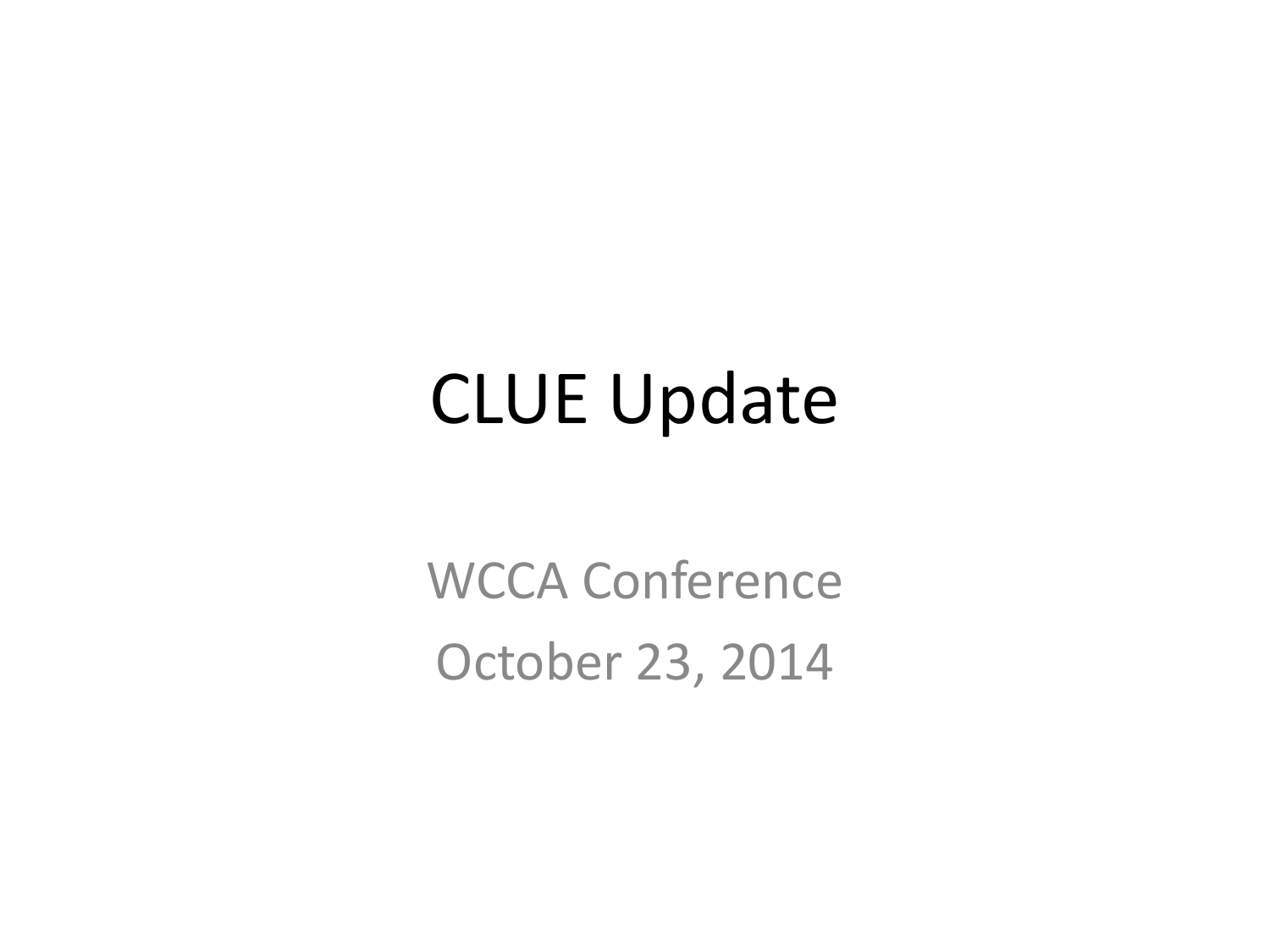# CLUE Update

WCCA Conference

October 23, 2014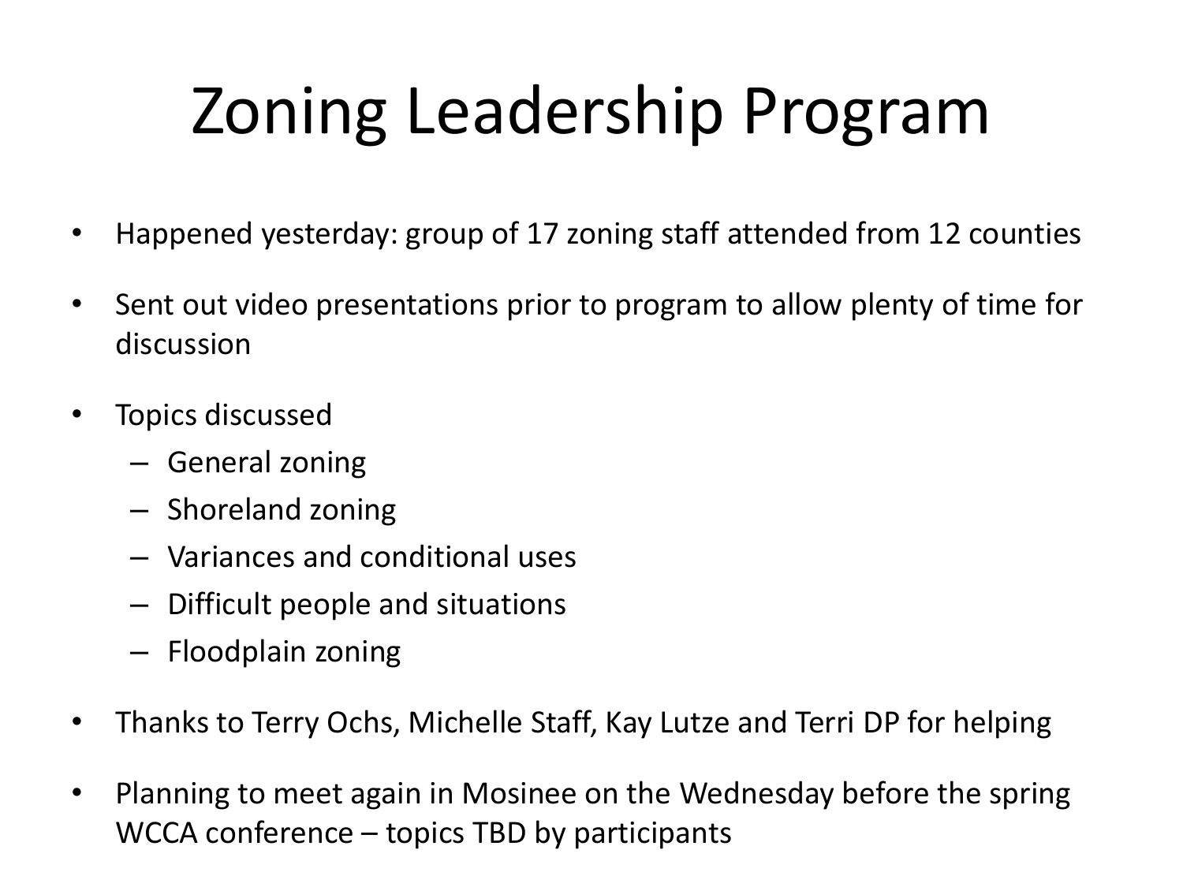# Zoning Leadership Program

- Happened yesterday: group of 17 zoning staff attended from 12 counties
- Sent out video presentations prior to program to allow plenty of time for discussion
- Topics discussed
  - General zoning
  - Shoreland zoning
  - Variances and conditional uses
  - Difficult people and situations
  - Floodplain zoning
- Thanks to Terry Ochs, Michelle Staff, Kay Lutze and Terri DP for helping
- Planning to meet again in Mosinee on the Wednesday before the spring WCCA conference – topics TBD by participants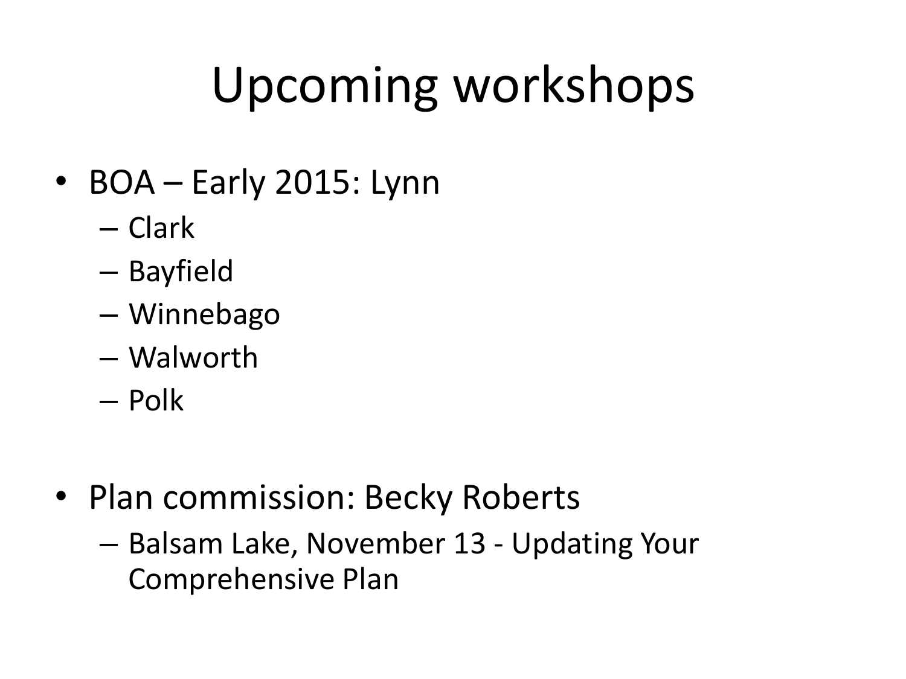# Upcoming workshops

- BOA – Early 2015: Lynn
  - Clark
  - Bayfield
  - Winnebago
  - Walworth
  - Polk

- Plan commission: Becky Roberts
  - Balsam Lake, November 13 - Updating Your Comprehensive Plan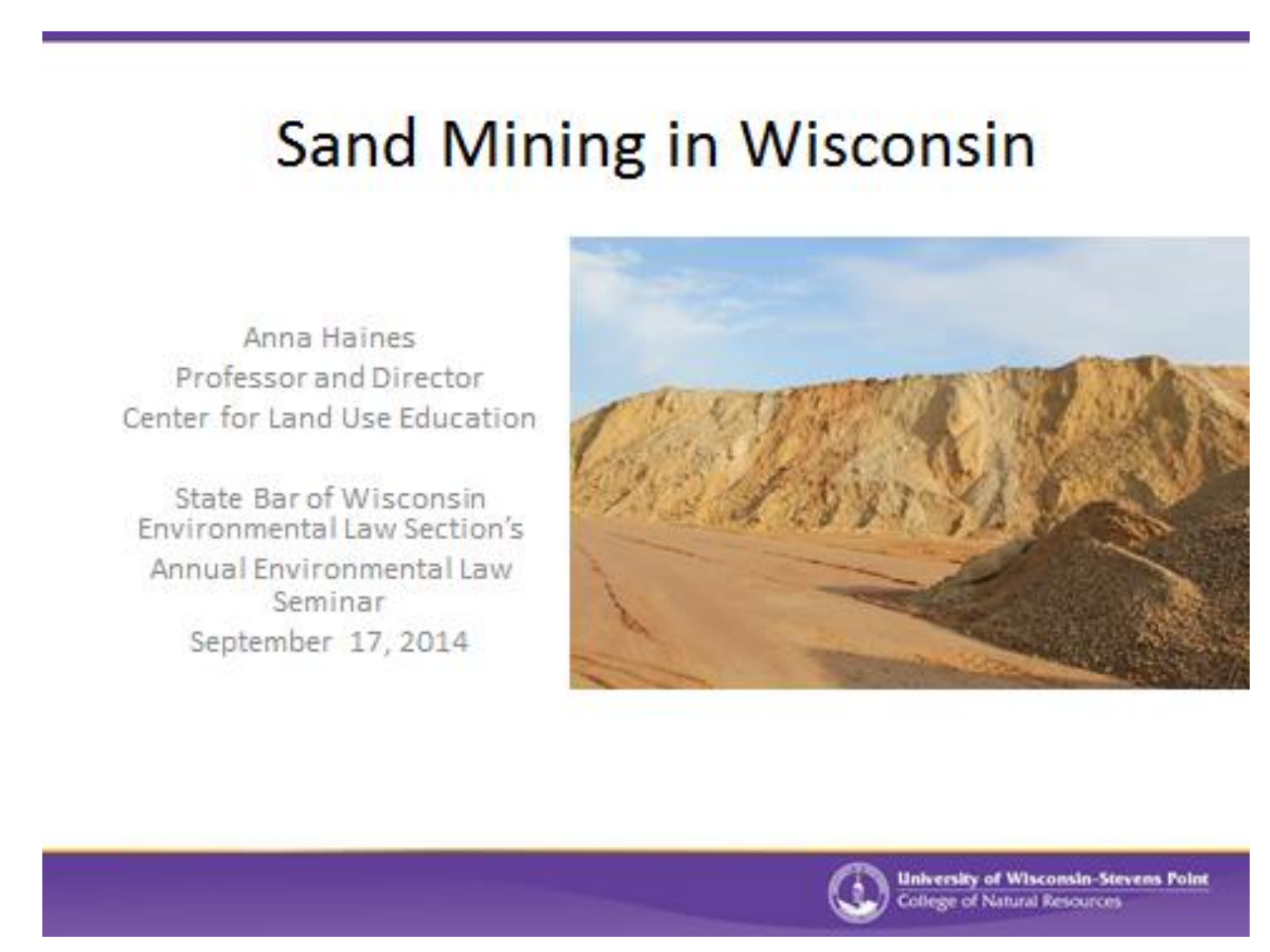# Sand Mining in Wisconsin

Anna Haines
Professor and Director
Center for Land Use Education

State Bar of Wisconsin
Environmental Law Section's
Annual Environmental Law
Seminar
September 17, 2014

University of Wisconsin-Stevens Point
College of Natural Resources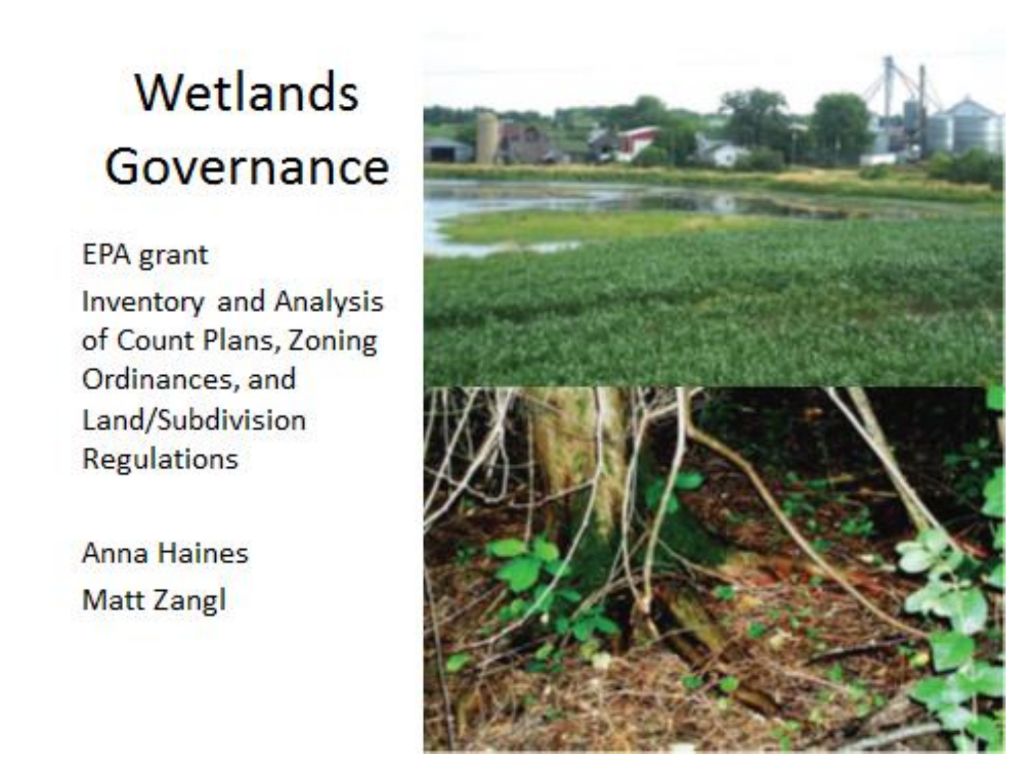# Wetlands Governance

EPA grant

Inventory and Analysis of Count Plans, Zoning Ordinances, and Land/Subdivision Regulations

Anna Haines

Matt Zangl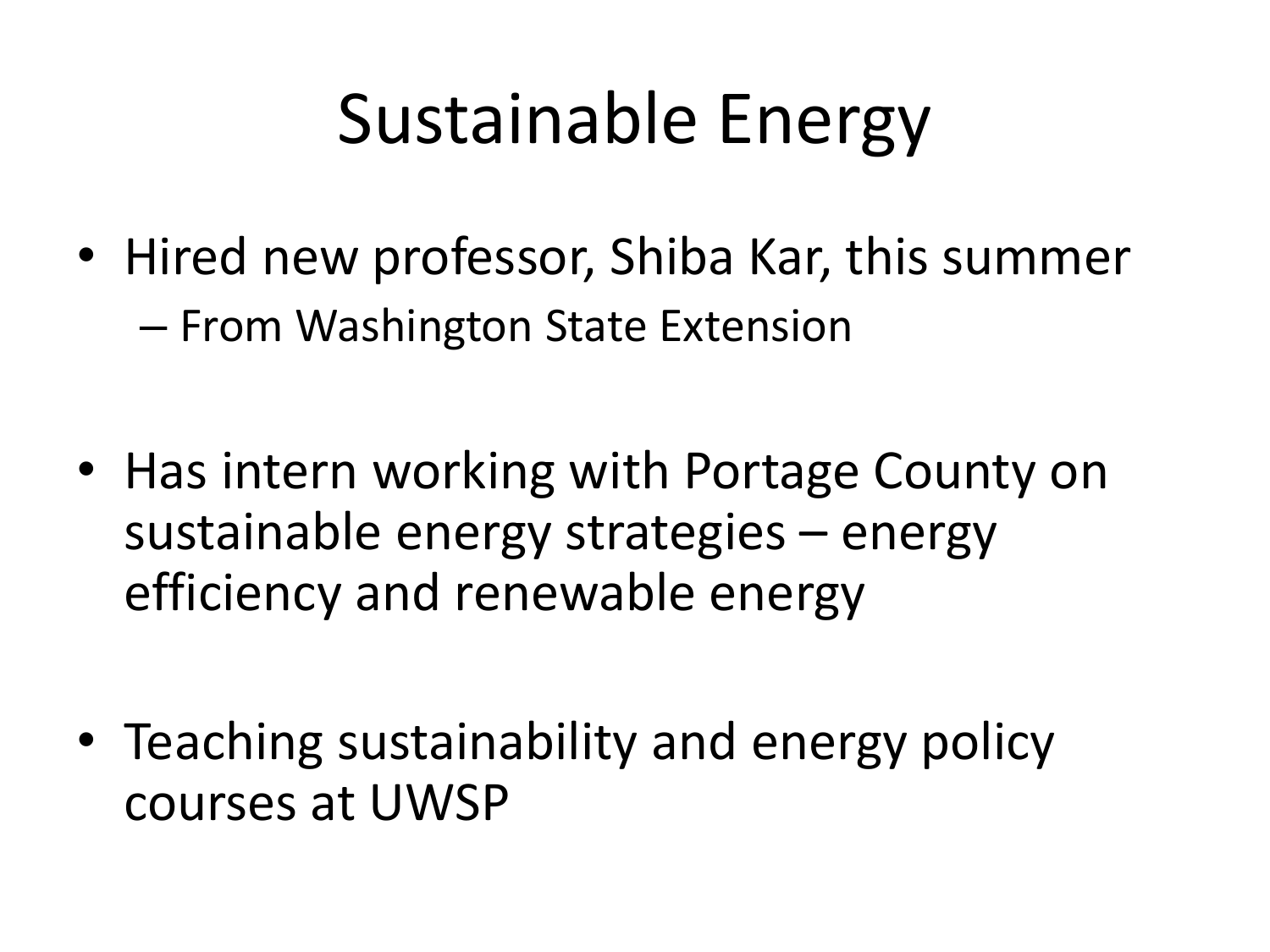# Sustainable Energy

- Hired new professor, Shiba Kar, this summer
  - From Washington State Extension
- Has intern working with Portage County on sustainable energy strategies – energy efficiency and renewable energy
- Teaching sustainability and energy policy courses at UWSP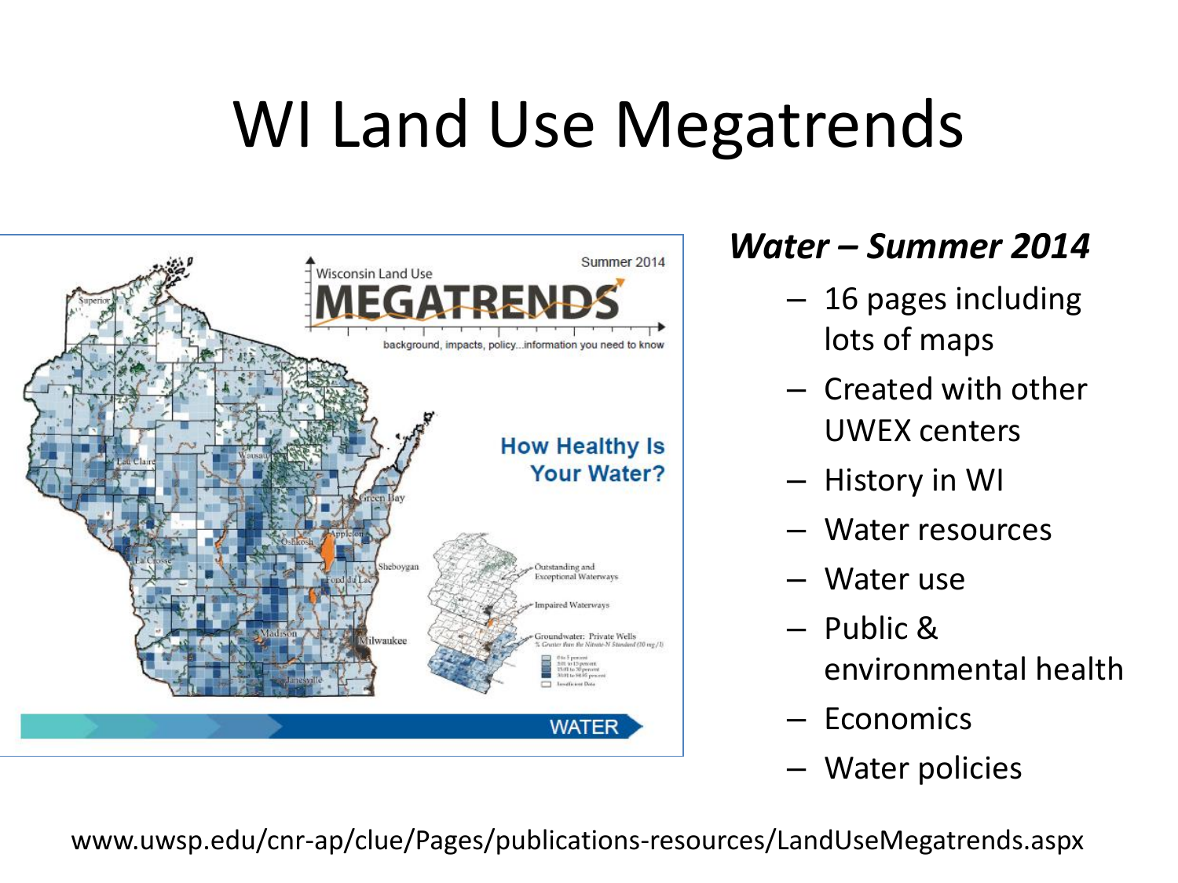# WI Land Use Megatrends

***Water – Summer 2014***

- 16 pages including lots of maps
- Created with other UWEX centers
- History in WI
- Water resources
- Water use
- Public & environmental health
- Economics
- Water policies

www.uwsp.edu/cnr-ap/clue/Pages/publications-resources/LandUseMegatrends.aspx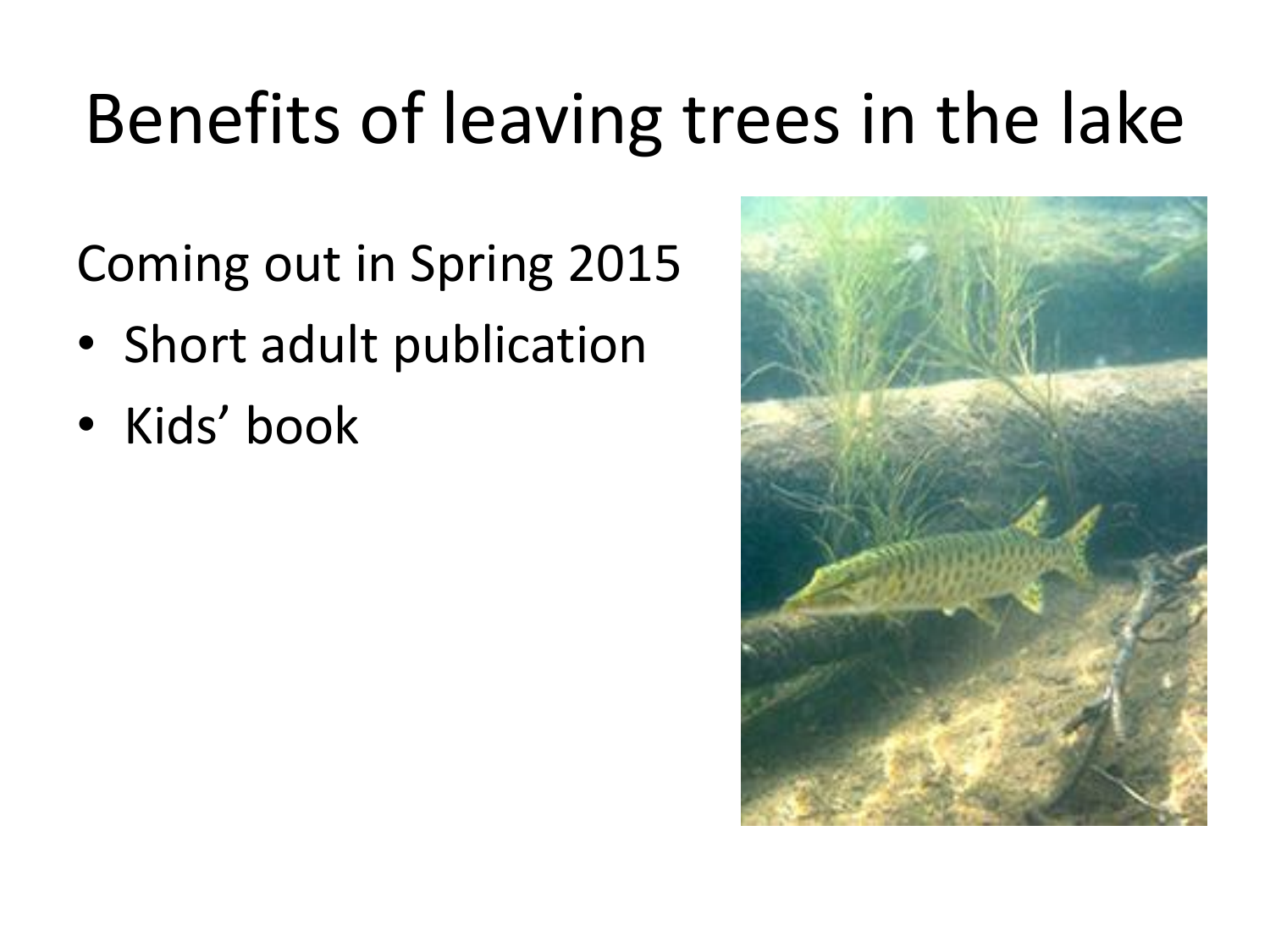# Benefits of leaving trees in the lake

Coming out in Spring 2015

- Short adult publication
- Kids' book